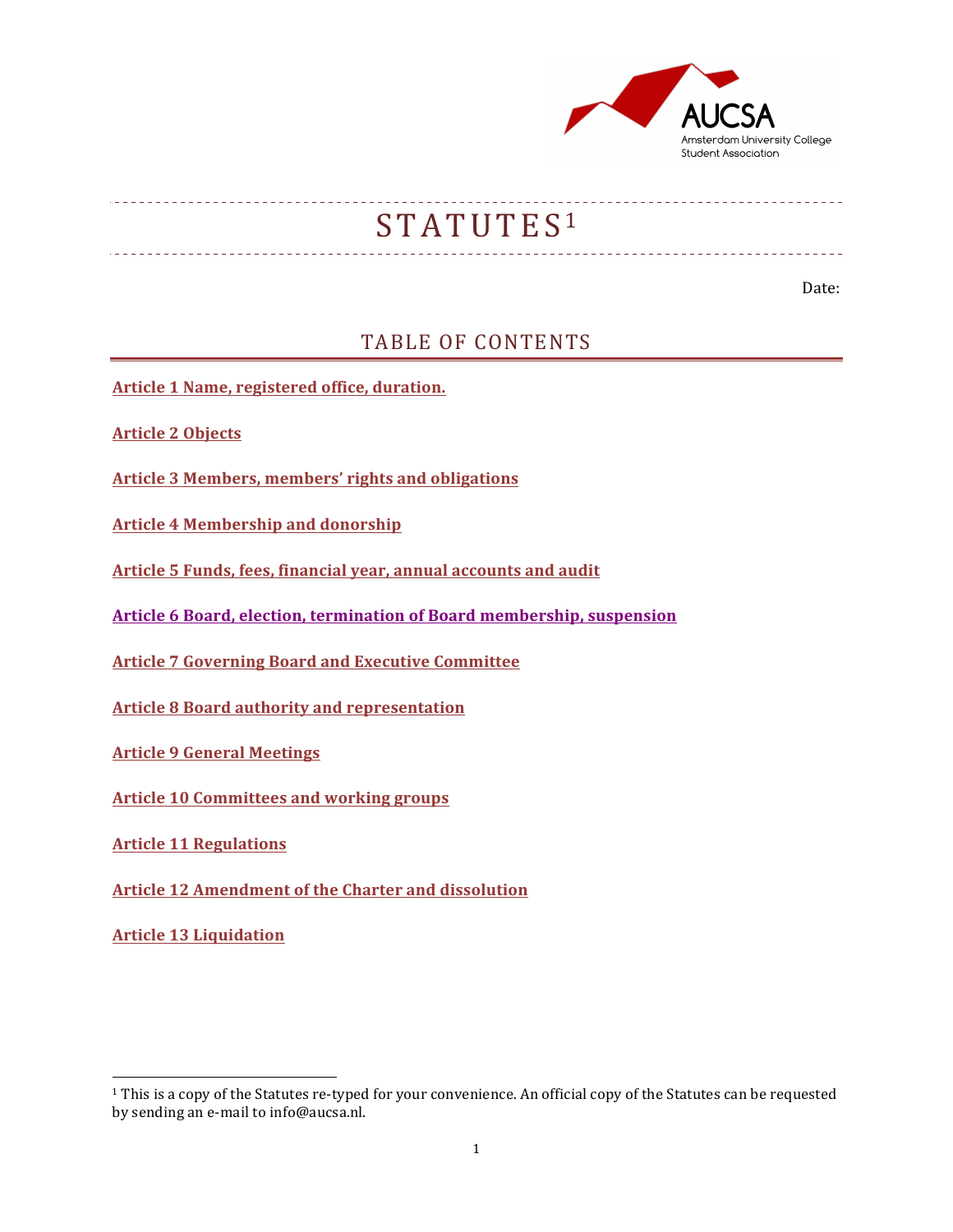# STATUTES[1]

Date:

## TABLE OF CONTENTS

**Article 1 Name, registered office, duration.**

**Article 2 Objects**

**Article 3 Members, members' rights and obligations**

**Article 4 Membership and donorship**

**Article 5 Funds, fees, financial year, annual accounts and audit**

**Article 6 Board, election, termination of Board membership, suspension**

**Article 7 Governing Board and Executive Committee**

**Article 8 Board authority and representation**

**Article 9 General Meetings**

**Article 10 Committees and working groups**

**Article 11 Regulations**

**Article 12 Amendment of the Charter and dissolution**

**Article 13 Liquidation**

[1] This is a copy of the Statutes re-typed for your convenience. An official copy of the Statutes can be requested by sending an e-mail to info@aucsa.nl.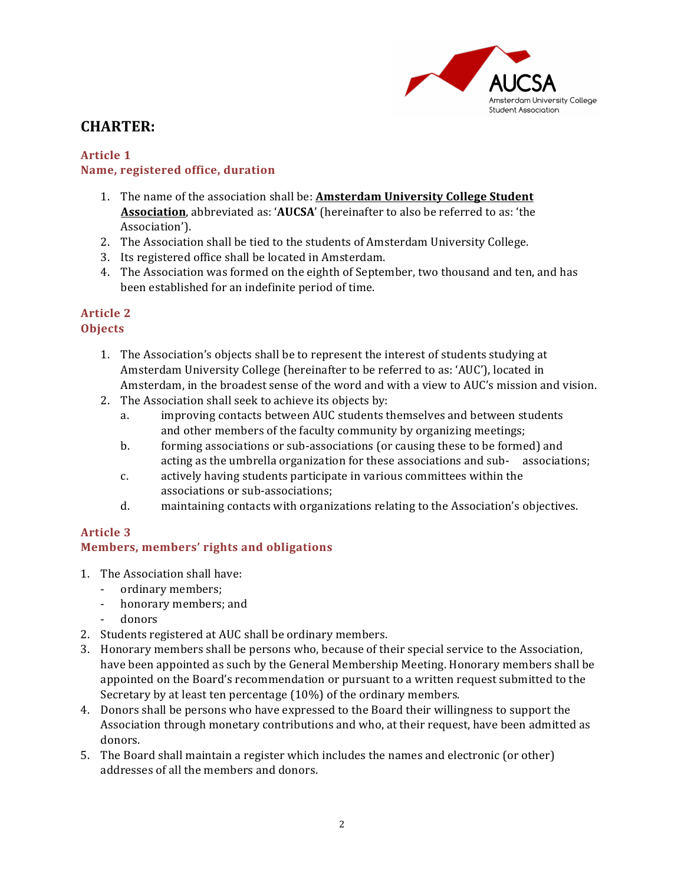# CHARTER:

## Article 1
## Name, registered office, duration

1. The name of the association shall be: **Amsterdam University College Student Association**, abbreviated as: '**AUCSA**' (hereinafter to also be referred to as: 'the Association').
2. The Association shall be tied to the students of Amsterdam University College.
3. Its registered office shall be located in Amsterdam.
4. The Association was formed on the eighth of September, two thousand and ten, and has been established for an indefinite period of time.

## Article 2
## Objects

1. The Association's objects shall be to represent the interest of students studying at Amsterdam University College (hereinafter to be referred to as: 'AUC'), located in Amsterdam, in the broadest sense of the word and with a view to AUC's mission and vision.
2. The Association shall seek to achieve its objects by:
   a. improving contacts between AUC students themselves and between students and other members of the faculty community by organizing meetings;
   b. forming associations or sub-associations (or causing these to be formed) and acting as the umbrella organization for these associations and sub- associations;
   c. actively having students participate in various committees within the associations or sub-associations;
   d. maintaining contacts with organizations relating to the Association's objectives.

## Article 3
## Members, members' rights and obligations

1. The Association shall have:
   - ordinary members;
   - honorary members; and
   - donors
2. Students registered at AUC shall be ordinary members.
3. Honorary members shall be persons who, because of their special service to the Association, have been appointed as such by the General Membership Meeting. Honorary members shall be appointed on the Board's recommendation or pursuant to a written request submitted to the Secretary by at least ten percentage (10%) of the ordinary members.
4. Donors shall be persons who have expressed to the Board their willingness to support the Association through monetary contributions and who, at their request, have been admitted as donors.
5. The Board shall maintain a register which includes the names and electronic (or other) addresses of all the members and donors.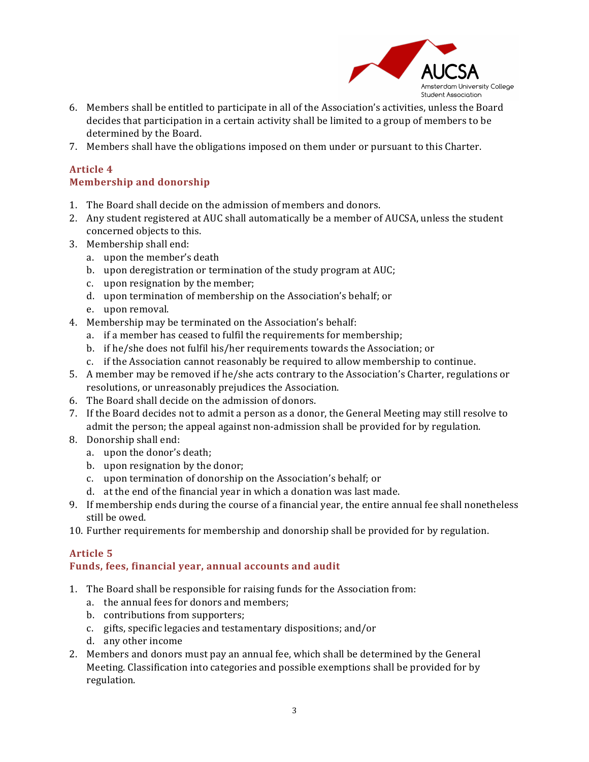6. Members shall be entitled to participate in all of the Association's activities, unless the Board decides that participation in a certain activity shall be limited to a group of members to be determined by the Board.
7. Members shall have the obligations imposed on them under or pursuant to this Charter.

## Article 4
## Membership and donorship

1. The Board shall decide on the admission of members and donors.
2. Any student registered at AUC shall automatically be a member of AUCSA, unless the student concerned objects to this.
3. Membership shall end:
   a. upon the member's death
   b. upon deregistration or termination of the study program at AUC;
   c. upon resignation by the member;
   d. upon termination of membership on the Association's behalf; or
   e. upon removal.
4. Membership may be terminated on the Association's behalf:
   a. if a member has ceased to fulfil the requirements for membership;
   b. if he/she does not fulfil his/her requirements towards the Association; or
   c. if the Association cannot reasonably be required to allow membership to continue.
5. A member may be removed if he/she acts contrary to the Association's Charter, regulations or resolutions, or unreasonably prejudices the Association.
6. The Board shall decide on the admission of donors.
7. If the Board decides not to admit a person as a donor, the General Meeting may still resolve to admit the person; the appeal against non-admission shall be provided for by regulation.
8. Donorship shall end:
   a. upon the donor's death;
   b. upon resignation by the donor;
   c. upon termination of donorship on the Association's behalf; or
   d. at the end of the financial year in which a donation was last made.
9. If membership ends during the course of a financial year, the entire annual fee shall nonetheless still be owed.
10. Further requirements for membership and donorship shall be provided for by regulation.

## Article 5
## Funds, fees, financial year, annual accounts and audit

1. The Board shall be responsible for raising funds for the Association from:
   a. the annual fees for donors and members;
   b. contributions from supporters;
   c. gifts, specific legacies and testamentary dispositions; and/or
   d. any other income
2. Members and donors must pay an annual fee, which shall be determined by the General Meeting. Classification into categories and possible exemptions shall be provided for by regulation.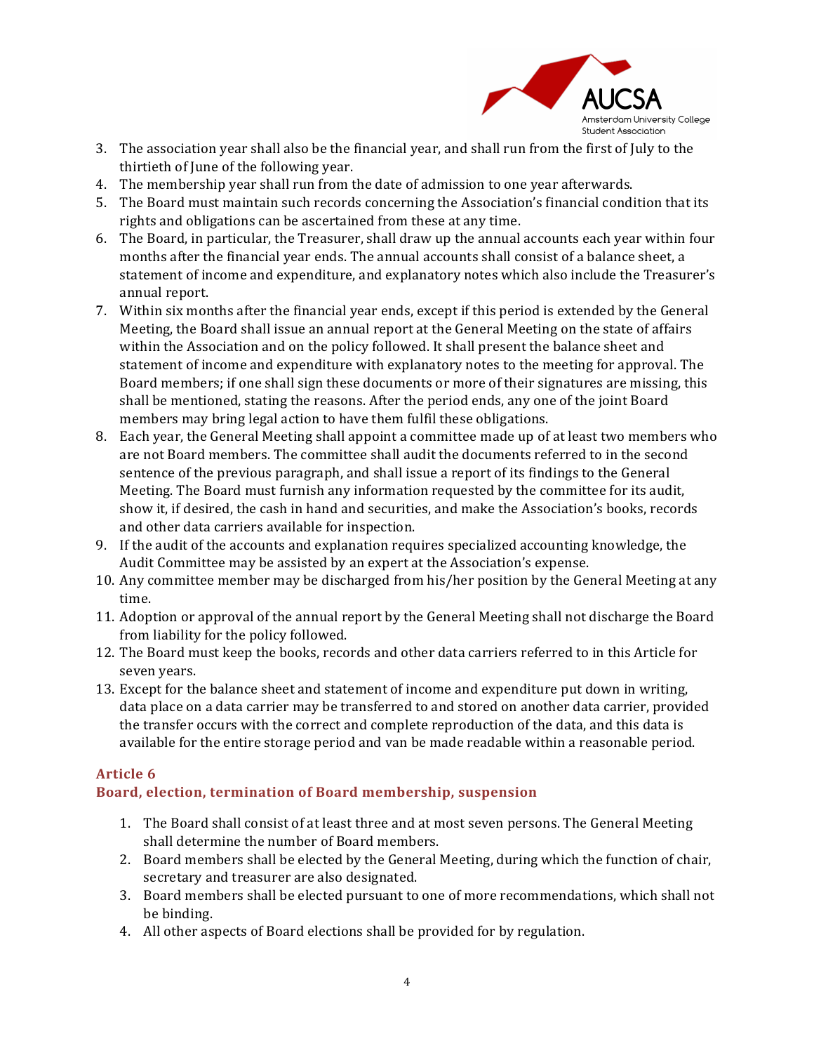3. The association year shall also be the financial year, and shall run from the first of July to the thirtieth of June of the following year.
4. The membership year shall run from the date of admission to one year afterwards.
5. The Board must maintain such records concerning the Association's financial condition that its rights and obligations can be ascertained from these at any time.
6. The Board, in particular, the Treasurer, shall draw up the annual accounts each year within four months after the financial year ends. The annual accounts shall consist of a balance sheet, a statement of income and expenditure, and explanatory notes which also include the Treasurer's annual report.
7. Within six months after the financial year ends, except if this period is extended by the General Meeting, the Board shall issue an annual report at the General Meeting on the state of affairs within the Association and on the policy followed. It shall present the balance sheet and statement of income and expenditure with explanatory notes to the meeting for approval. The Board members; if one shall sign these documents or more of their signatures are missing, this shall be mentioned, stating the reasons. After the period ends, any one of the joint Board members may bring legal action to have them fulfil these obligations.
8. Each year, the General Meeting shall appoint a committee made up of at least two members who are not Board members. The committee shall audit the documents referred to in the second sentence of the previous paragraph, and shall issue a report of its findings to the General Meeting. The Board must furnish any information requested by the committee for its audit, show it, if desired, the cash in hand and securities, and make the Association's books, records and other data carriers available for inspection.
9. If the audit of the accounts and explanation requires specialized accounting knowledge, the Audit Committee may be assisted by an expert at the Association's expense.
10. Any committee member may be discharged from his/her position by the General Meeting at any time.
11. Adoption or approval of the annual report by the General Meeting shall not discharge the Board from liability for the policy followed.
12. The Board must keep the books, records and other data carriers referred to in this Article for seven years.
13. Except for the balance sheet and statement of income and expenditure put down in writing, data place on a data carrier may be transferred to and stored on another data carrier, provided the transfer occurs with the correct and complete reproduction of the data, and this data is available for the entire storage period and van be made readable within a reasonable period.

## Article 6
## Board, election, termination of Board membership, suspension

1. The Board shall consist of at least three and at most seven persons. The General Meeting shall determine the number of Board members.
2. Board members shall be elected by the General Meeting, during which the function of chair, secretary and treasurer are also designated.
3. Board members shall be elected pursuant to one of more recommendations, which shall not be binding.
4. All other aspects of Board elections shall be provided for by regulation.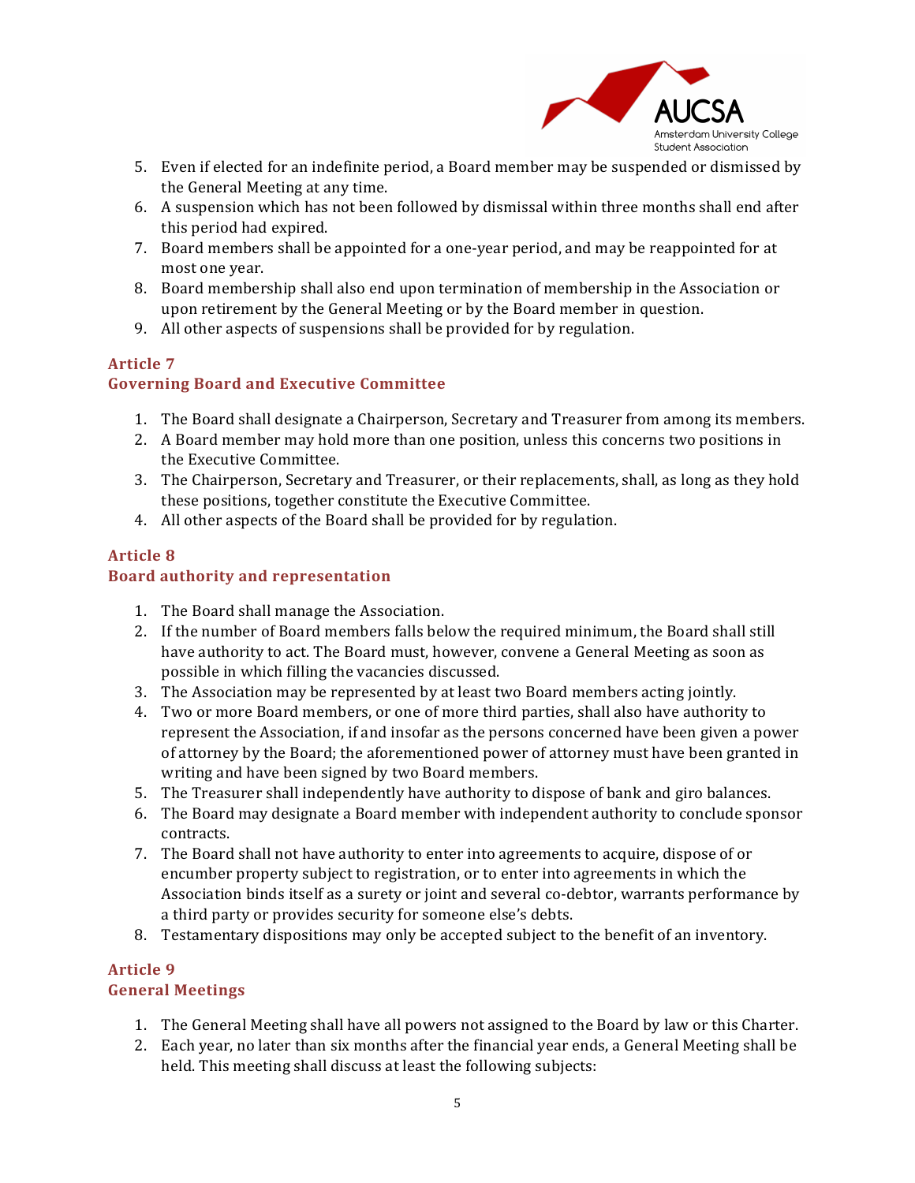5. Even if elected for an indefinite period, a Board member may be suspended or dismissed by the General Meeting at any time.
6. A suspension which has not been followed by dismissal within three months shall end after this period had expired.
7. Board members shall be appointed for a one-year period, and may be reappointed for at most one year.
8. Board membership shall also end upon termination of membership in the Association or upon retirement by the General Meeting or by the Board member in question.
9. All other aspects of suspensions shall be provided for by regulation.

### Article 7
### Governing Board and Executive Committee

1. The Board shall designate a Chairperson, Secretary and Treasurer from among its members.
2. A Board member may hold more than one position, unless this concerns two positions in the Executive Committee.
3. The Chairperson, Secretary and Treasurer, or their replacements, shall, as long as they hold these positions, together constitute the Executive Committee.
4. All other aspects of the Board shall be provided for by regulation.

### Article 8
### Board authority and representation

1. The Board shall manage the Association.
2. If the number of Board members falls below the required minimum, the Board shall still have authority to act. The Board must, however, convene a General Meeting as soon as possible in which filling the vacancies discussed.
3. The Association may be represented by at least two Board members acting jointly.
4. Two or more Board members, or one of more third parties, shall also have authority to represent the Association, if and insofar as the persons concerned have been given a power of attorney by the Board; the aforementioned power of attorney must have granted in writing and have been signed by two Board members.
5. The Treasurer shall independently have authority to dispose of bank and giro balances.
6. The Board may designate a Board member with independent authority to conclude sponsor contracts.
7. The Board shall not have authority to enter into agreements to acquire, dispose of or encumber property subject to registration, or to enter into agreements in which the Association binds itself as a surety or joint and several co-debtor, warrants performance by a third party or provides security for someone else's debts.
8. Testamentary dispositions may only be accepted subject to the benefit of an inventory.

### Article 9
### General Meetings

1. The General Meeting shall have all powers not assigned to the Board by law or this Charter.
2. Each year, no later than six months after the financial year ends, a General Meeting shall be held. This meeting shall discuss at least the following subjects: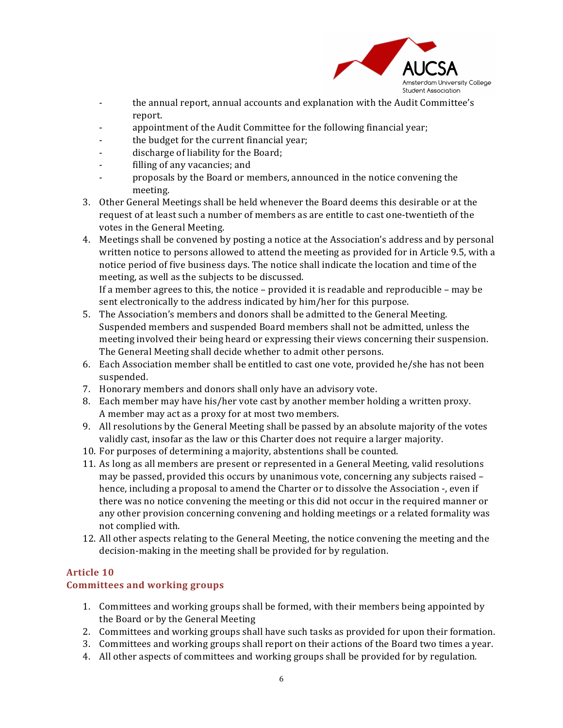- the annual report, annual accounts and explanation with the Audit Committee's report.
- appointment of the Audit Committee for the following financial year;
- the budget for the current financial year;
- discharge of liability for the Board;
- filling of any vacancies; and
- proposals by the Board or members, announced in the notice convening the meeting.

3. Other General Meetings shall be held whenever the Board deems this desirable or at the request of at least such a number of members as are entitle to cast one-twentieth of the votes in the General Meeting.
4. Meetings shall be convened by posting a notice at the Association's address and by personal written notice to persons allowed to attend the meeting as provided for in Article 9.5, with a notice period of five business days. The notice shall indicate the location and time of the meeting, as well as the subjects to be discussed.
If a member agrees to this, the notice – provided it is readable and reproducible – may be sent electronically to the address indicated by him/her for this purpose.
5. The Association's members and donors shall be admitted to the General Meeting. Suspended members and suspended Board members shall not be admitted, unless the meeting involved their being heard or expressing their views concerning their suspension. The General Meeting shall decide whether to admit other persons.
6. Each Association member shall be entitled to cast one vote, provided he/she has not been suspended.
7. Honorary members and donors shall only have an advisory vote.
8. Each member may have his/her vote cast by another member holding a written proxy. A member may act as a proxy for at most two members.
9. All resolutions by the General Meeting shall be passed by an absolute majority of the votes validly cast, insofar as the law or this Charter does not require a larger majority.
10. For purposes of determining a majority, abstentions shall be counted.
11. As long as all members are present or represented in a General Meeting, valid resolutions may be passed, provided this occurs by unanimous vote, concerning any subjects raised – hence, including a proposal to amend the Charter or to dissolve the Association -, even if there was no notice convening the meeting or this did not occur in the required manner or any other provision concerning convening and holding meetings or a related formality was not complied with.
12. All other aspects relating to the General Meeting, the notice convening the meeting and the decision-making in the meeting shall be provided for by regulation.

## Article 10
## Committees and working groups

1. Committees and working groups shall be formed, with their members being appointed by the Board or by the General Meeting
2. Committees and working groups shall have such tasks as provided for upon their formation.
3. Committees and working groups shall report on their actions of the Board two times a year.
4. All other aspects of committees and working groups shall be provided for by regulation.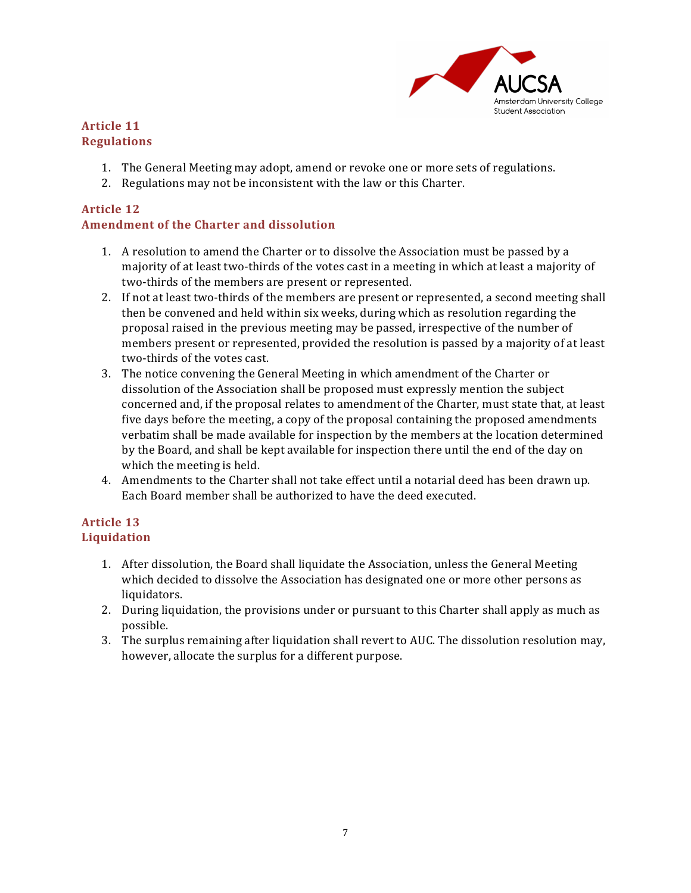### Article 11
### Regulations

1. The General Meeting may adopt, amend or revoke one or more sets of regulations.
2. Regulations may not be inconsistent with the law or this Charter.

### Article 12
### Amendment of the Charter and dissolution

1. A resolution to amend the Charter or to dissolve the Association must be passed by a majority of at least two-thirds of the votes cast in a meeting in which at least a majority of two-thirds of the members are present or represented.
2. If not at least two-thirds of the members are present or represented, a second meeting shall then be convened and held within six weeks, during which as resolution regarding the proposal raised in the previous meeting may be passed, irrespective of the number of members present or represented, provided the resolution is passed by a majority of at least two-thirds of the votes cast.
3. The notice convening the General Meeting in which amendment of the Charter or dissolution of the Association shall be proposed must expressly mention the subject concerned and, if the proposal relates to amendment of the Charter, must state that, at least five days before the meeting, a copy of the proposal containing the proposed amendments verbatim shall be made available for inspection by the members at the location determined by the Board, and shall be kept available for inspection there until the end of the day on which the meeting is held.
4. Amendments to the Charter shall not take effect until a notarial deed has been drawn up. Each Board member shall be authorized to have the deed executed.

### Article 13
### Liquidation

1. After dissolution, the Board shall liquidate the Association, unless the General Meeting which decided to dissolve the Association has designated one or more other persons as liquidators.
2. During liquidation, the provisions under or pursuant to this Charter shall apply as much as possible.
3. The surplus remaining after liquidation shall revert to AUC. The dissolution resolution may, however, allocate the surplus for a different purpose.